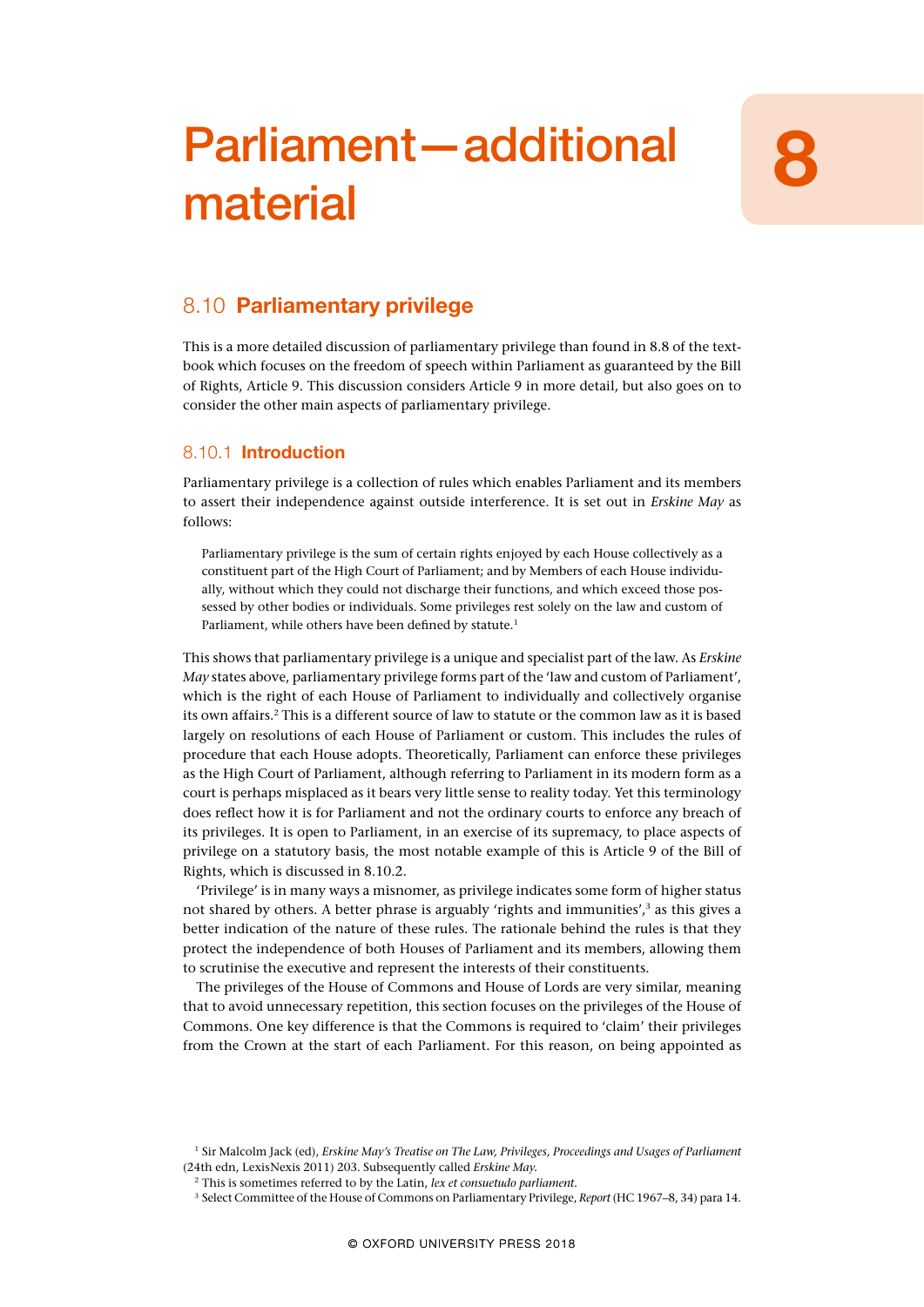# Parliament—additional material

# 8

## 8.10 Parliamentary privilege

This is a more detailed discussion of parliamentary privilege than found in 8.8 of the textbook which focuses on the freedom of speech within Parliament as guaranteed by the Bill of Rights, Article 9. This discussion considers Article 9 in more detail, but also goes on to consider the other main aspects of parliamentary privilege.

### 8.10.1 Introduction

Parliamentary privilege is a collection of rules which enables Parliament and its members to assert their independence against outside interference. It is set out in *Erskine May* as follows:

> Parliamentary privilege is the sum of certain rights enjoyed by each House collectively as a constituent part of the High Court of Parliament; and by Members of each House individually, without which they could not discharge their functions, and which exceed those possessed by other bodies or individuals. Some privileges rest solely on the law and custom of Parliament, while others have been defined by statute.[1]

This shows that parliamentary privilege is a unique and specialist part of the law. As *Erskine May* states above, parliamentary privilege forms part of the 'law and custom of Parliament', which is the right of each House of Parliament to individually and collectively organise its own affairs.[2] This is a different source of law to statute or the common law as it is based largely on resolutions of each House of Parliament or custom. This includes the rules of procedure that each House adopts. Theoretically, Parliament can enforce these privileges as the High Court of Parliament, although referring to Parliament in its modern form as a court is perhaps misplaced as it bears very little sense to reality today. Yet this terminology does reflect how it is for Parliament and not the ordinary courts to enforce any breach of its privileges. It is open to Parliament, in an exercise of its supremacy, to place aspects of privilege on a statutory basis, the most notable example of this is Article 9 of the Bill of Rights, which is discussed in 8.10.2.

'Privilege' is in many ways a misnomer, as privilege indicates some form of higher status not shared by others. A better phrase is arguably 'rights and immunities',[3] as this gives a better indication of the nature of these rules. The rationale behind the rules is that they protect the independence of both Houses of Parliament and its members, allowing them to scrutinise the executive and represent the interests of their constituents.

The privileges of the House of Commons and House of Lords are very similar, meaning that to avoid unnecessary repetition, this section focuses on the privileges of the House of Commons. One key difference is that the Commons is required to 'claim' their privileges from the Crown at the start of each Parliament. For this reason, on being appointed as

---

[1] Sir Malcolm Jack (ed), *Erskine May's Treatise on The Law, Privileges, Proceedings and Usages of Parliament* (24th edn, LexisNexis 2011) 203. Subsequently called *Erskine May*.

[2] This is sometimes referred to by the Latin, *lex et consuetudo parliament*.

[3] Select Committee of the House of Commons on Parliamentary Privilege, *Report* (HC 1967–8, 34) para 14.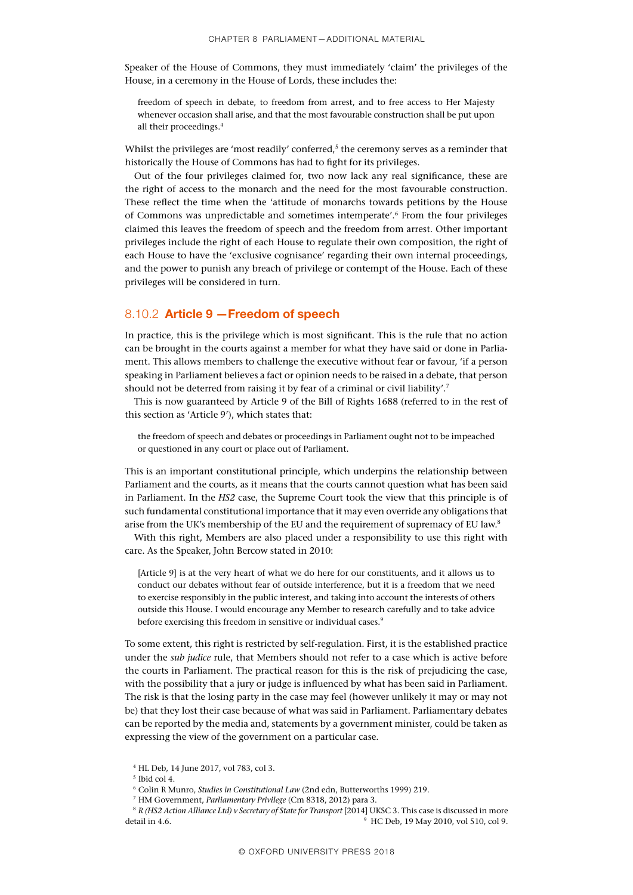Speaker of the House of Commons, they must immediately 'claim' the privileges of the House, in a ceremony in the House of Lords, these includes the:

> freedom of speech in debate, to freedom from arrest, and to free access to Her Majesty whenever occasion shall arise, and that the most favourable construction shall be put upon all their proceedings.[4]

Whilst the privileges are 'most readily' conferred,[5] the ceremony serves as a reminder that historically the House of Commons has had to fight for its privileges.

Out of the four privileges claimed for, two now lack any real significance, these are the right of access to the monarch and the need for the most favourable construction. These reflect the time when the 'attitude of monarchs towards petitions by the House of Commons was unpredictable and sometimes intemperate'.[6] From the four privileges claimed this leaves the freedom of speech and the freedom from arrest. Other important privileges include the right of each House to regulate their own composition, the right of each House to have the 'exclusive cognisance' regarding their own internal proceedings, and the power to punish any breach of privilege or contempt of the House. Each of these privileges will be considered in turn.

### 8.10.2 **Article 9 —Freedom of speech**

In practice, this is the privilege which is most significant. This is the rule that no action can be brought in the courts against a member for what they have said or done in Parliament. This allows members to challenge the executive without fear or favour, 'if a person speaking in Parliament believes a fact or opinion needs to be raised in a debate, that person should not be deterred from raising it by fear of a criminal or civil liability'.[7]

This is now guaranteed by Article 9 of the Bill of Rights 1688 (referred to in the rest of this section as 'Article 9'), which states that:

> the freedom of speech and debates or proceedings in Parliament ought not to be impeached or questioned in any court or place out of Parliament.

This is an important constitutional principle, which underpins the relationship between Parliament and the courts, as it means that the courts cannot question what has been said in Parliament. In the *HS2* case, the Supreme Court took the view that this principle is of such fundamental constitutional importance that it may even override any obligations that arise from the UK's membership of the EU and the requirement of supremacy of EU law.[8]

With this right, Members are also placed under a responsibility to use this right with care. As the Speaker, John Bercow stated in 2010:

> [Article 9] is at the very heart of what we do here for our constituents, and it allows us to conduct our debates without fear of outside interference, but it is a freedom that we need to exercise responsibly in the public interest, and taking into account the interests of others outside this House. I would encourage any Member to research carefully and to take advice before exercising this freedom in sensitive or individual cases.[9]

To some extent, this right is restricted by self-regulation. First, it is the established practice under the *sub judice* rule, that Members should not refer to a case which is active before the courts in Parliament. The practical reason for this is the risk of prejudicing the case, with the possibility that a jury or judge is influenced by what has been said in Parliament. The risk is that the losing party in the case may feel (however unlikely it may or may not be) that they lost their case because of what was said in Parliament. Parliamentary debates can be reported by the media and, statements by a government minister, could be taken as expressing the view of the government on a particular case.

[4] HL Deb, 14 June 2017, vol 783, col 3.

[5] Ibid col 4.

[6] Colin R Munro, *Studies in Constitutional Law* (2nd edn, Butterworths 1999) 219.

[7] HM Government, *Parliamentary Privilege* (Cm 8318, 2012) para 3.

[8] *R (HS2 Action Alliance Ltd) v Secretary of State for Transport* [2014] UKSC 3. This case is discussed in more detail in 4.6.

[9] HC Deb, 19 May 2010, vol 510, col 9.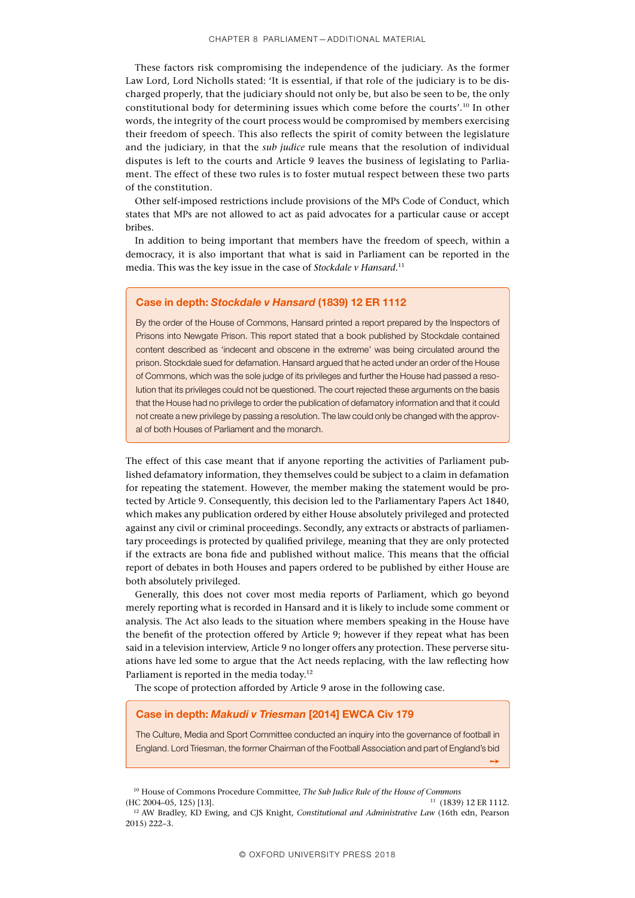These factors risk compromising the independence of the judiciary. As the former Law Lord, Lord Nicholls stated: 'It is essential, if that role of the judiciary is to be discharged properly, that the judiciary should not only be, but also be seen to be, the only constitutional body for determining issues which come before the courts'.[10] In other words, the integrity of the court process would be compromised by members exercising their freedom of speech. This also reflects the spirit of comity between the legislature and the judiciary, in that the *sub judice* rule means that the resolution of individual disputes is left to the courts and Article 9 leaves the business of legislating to Parliament. The effect of these two rules is to foster mutual respect between these two parts of the constitution.

Other self-imposed restrictions include provisions of the MPs Code of Conduct, which states that MPs are not allowed to act as paid advocates for a particular cause or accept bribes.

In addition to being important that members have the freedom of speech, within a democracy, it is also important that what is said in Parliament can be reported in the media. This was the key issue in the case of *Stockdale v Hansard*.[11]

> **Case in depth: *Stockdale v Hansard* (1839) 12 ER 1112**
>
> By the order of the House of Commons, Hansard printed a report prepared by the Inspectors of Prisons into Newgate Prison. This report stated that a book published by Stockdale contained content described as 'indecent and obscene in the extreme' was being circulated around the prison. Stockdale sued for defamation. Hansard argued that he acted under an order of the House of Commons, which was the sole judge of its privileges and further the House had passed a resolution that its privileges could not be questioned. The court rejected these arguments on the basis that the House had no privilege to order the publication of defamatory information and that it could not create a new privilege by passing a resolution. The law could only be changed with the approval of both Houses of Parliament and the monarch.

The effect of this case meant that if anyone reporting the activities of Parliament published defamatory information, they themselves could be subject to a claim in defamation for repeating the statement. However, the member making the statement would be protected by Article 9. Consequently, this decision led to the Parliamentary Papers Act 1840, which makes any publication ordered by either House absolutely privileged and protected against any civil or criminal proceedings. Secondly, any extracts or abstracts of parliamentary proceedings is protected by qualified privilege, meaning that they are only protected if the extracts are bona fide and published without malice. This means that the official report of debates in both Houses and papers ordered to be published by either House are both absolutely privileged.

Generally, this does not cover most media reports of Parliament, which go beyond merely reporting what is recorded in Hansard and it is likely to include some comment or analysis. The Act also leads to the situation where members speaking in the House have the benefit of the protection offered by Article 9; however if they repeat what has been said in a television interview, Article 9 no longer offers any protection. These perverse situations have led some to argue that the Act needs replacing, with the law reflecting how Parliament is reported in the media today.[12]

The scope of protection afforded by Article 9 arose in the following case.

> **Case in depth: *Makudi v Triesman* [2014] EWCA Civ 179**
>
> The Culture, Media and Sport Committee conducted an inquiry into the governance of football in England. Lord Triesman, the former Chairman of the Football Association and part of England's bid →

[10] House of Commons Procedure Committee, *The Sub Judice Rule of the House of Commons* (HC 2004–05, 125) [13].

[11] (1839) 12 ER 1112.

[12] AW Bradley, KD Ewing, and CJS Knight, *Constitutional and Administrative Law* (16th edn, Pearson 2015) 222–3.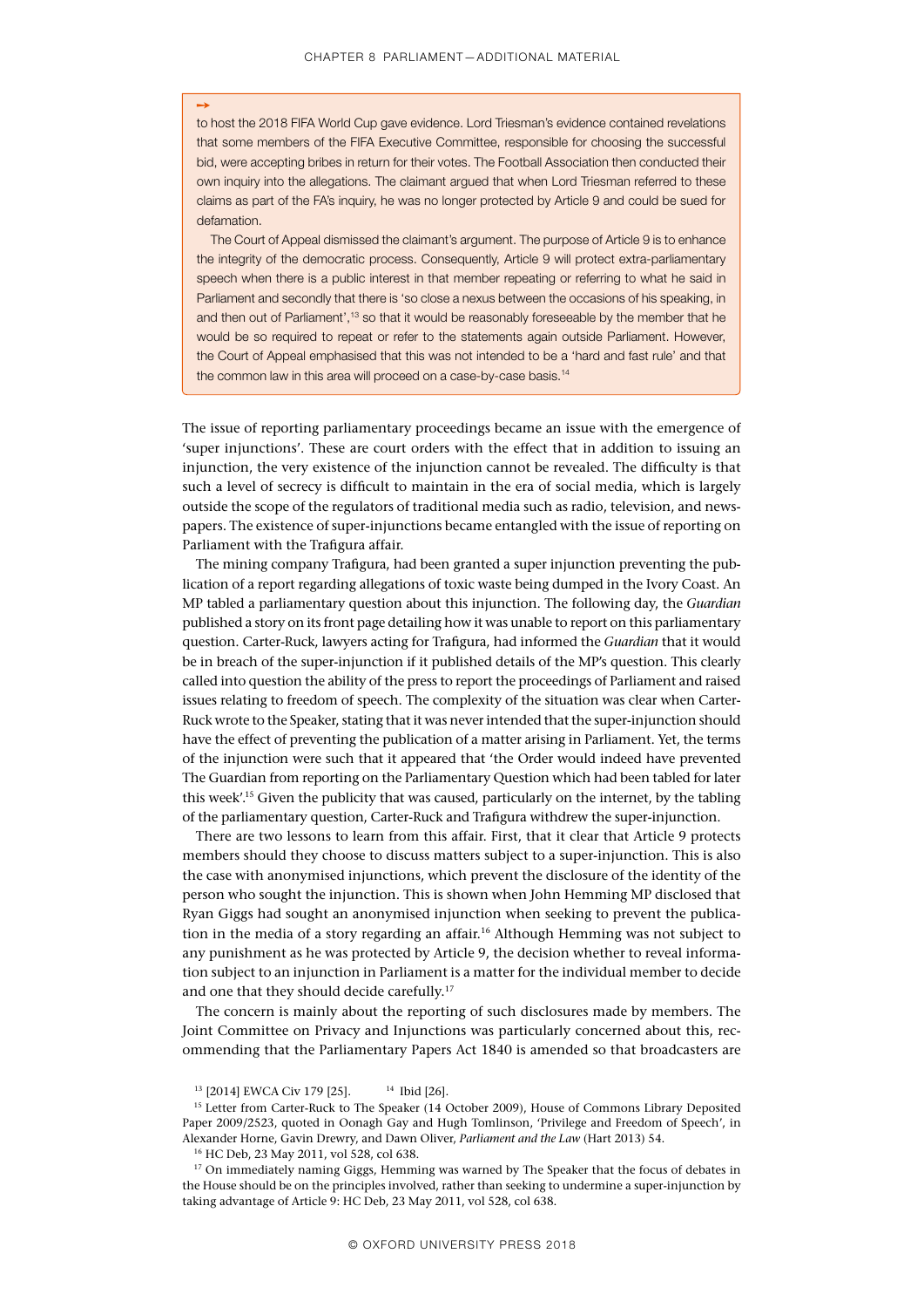→

to host the 2018 FIFA World Cup gave evidence. Lord Triesman's evidence contained revelations that some members of the FIFA Executive Committee, responsible for choosing the successful bid, were accepting bribes in return for their votes. The Football Association then conducted their own inquiry into the allegations. The claimant argued that when Lord Triesman referred to these claims as part of the FA's inquiry, he was no longer protected by Article 9 and could be sued for defamation.

The Court of Appeal dismissed the claimant's argument. The purpose of Article 9 is to enhance the integrity of the democratic process. Consequently, Article 9 will protect extra-parliamentary speech when there is a public interest in that member repeating or referring to what he said in Parliament and secondly that there is 'so close a nexus between the occasions of his speaking, in and then out of Parliament',[13] so that it would be reasonably foreseeable by the member that he would be so required to repeat or refer to the statements again outside Parliament. However, the Court of Appeal emphasised that this was not intended to be a 'hard and fast rule' and that the common law in this area will proceed on a case-by-case basis.[14]

The issue of reporting parliamentary proceedings became an issue with the emergence of 'super injunctions'. These are court orders with the effect that in addition to issuing an injunction, the very existence of the injunction cannot be revealed. The difficulty is that such a level of secrecy is difficult to maintain in the era of social media, which is largely outside the scope of the regulators of traditional media such as radio, television, and newspapers. The existence of super-injunctions became entangled with the issue of reporting on Parliament with the Trafigura affair.

The mining company Trafigura, had been granted a super injunction preventing the publication of a report regarding allegations of toxic waste being dumped in the Ivory Coast. An MP tabled a parliamentary question about this injunction. The following day, the *Guardian* published a story on its front page detailing how it was unable to report on this parliamentary question. Carter-Ruck, lawyers acting for Trafigura, had informed the *Guardian* that it would be in breach of the super-injunction if it published details of the MP's question. This clearly called into question the ability of the press to report the proceedings of Parliament and raised issues relating to freedom of speech. The complexity of the situation was clear when Carter-Ruck wrote to the Speaker, stating that it was never intended that the super-injunction should have the effect of preventing the publication of a matter arising in Parliament. Yet, the terms of the injunction were such that it appeared that 'the Order would indeed have prevented The Guardian from reporting on the Parliamentary Question which had been tabled for later this week'.[15] Given the publicity that was caused, particularly on the internet, by the tabling of the parliamentary question, Carter-Ruck and Trafigura withdrew the super-injunction.

There are two lessons to learn from this affair. First, that it clear that Article 9 protects members should they choose to discuss matters subject to a super-injunction. This is also the case with anonymised injunctions, which prevent the disclosure of the identity of the person who sought the injunction. This is shown when John Hemming MP disclosed that Ryan Giggs had sought an anonymised injunction when seeking to prevent the publication in the media of a story regarding an affair.[16] Although Hemming was not subject to any punishment as he was protected by Article 9, the decision whether to reveal information subject to an injunction in Parliament is a matter for the individual member to decide and one that they should decide carefully.[17]

The concern is mainly about the reporting of such disclosures made by members. The Joint Committee on Privacy and Injunctions was particularly concerned about this, recommending that the Parliamentary Papers Act 1840 is amended so that broadcasters are

[13] [2014] EWCA Civ 179 [25]. [14] Ibid [26].

[15] Letter from Carter-Ruck to The Speaker (14 October 2009), House of Commons Library Deposited Paper 2009/2523, quoted in Oonagh Gay and Hugh Tomlinson, 'Privilege and Freedom of Speech', in Alexander Horne, Gavin Drewry, and Dawn Oliver, *Parliament and the Law* (Hart 2013) 54.

[16] HC Deb, 23 May 2011, vol 528, col 638.

[17] On immediately naming Giggs, Hemming was warned by The Speaker that the focus of debates in the House should be on the principles involved, rather than seeking to undermine a super-injunction by taking advantage of Article 9: HC Deb, 23 May 2011, vol 528, col 638.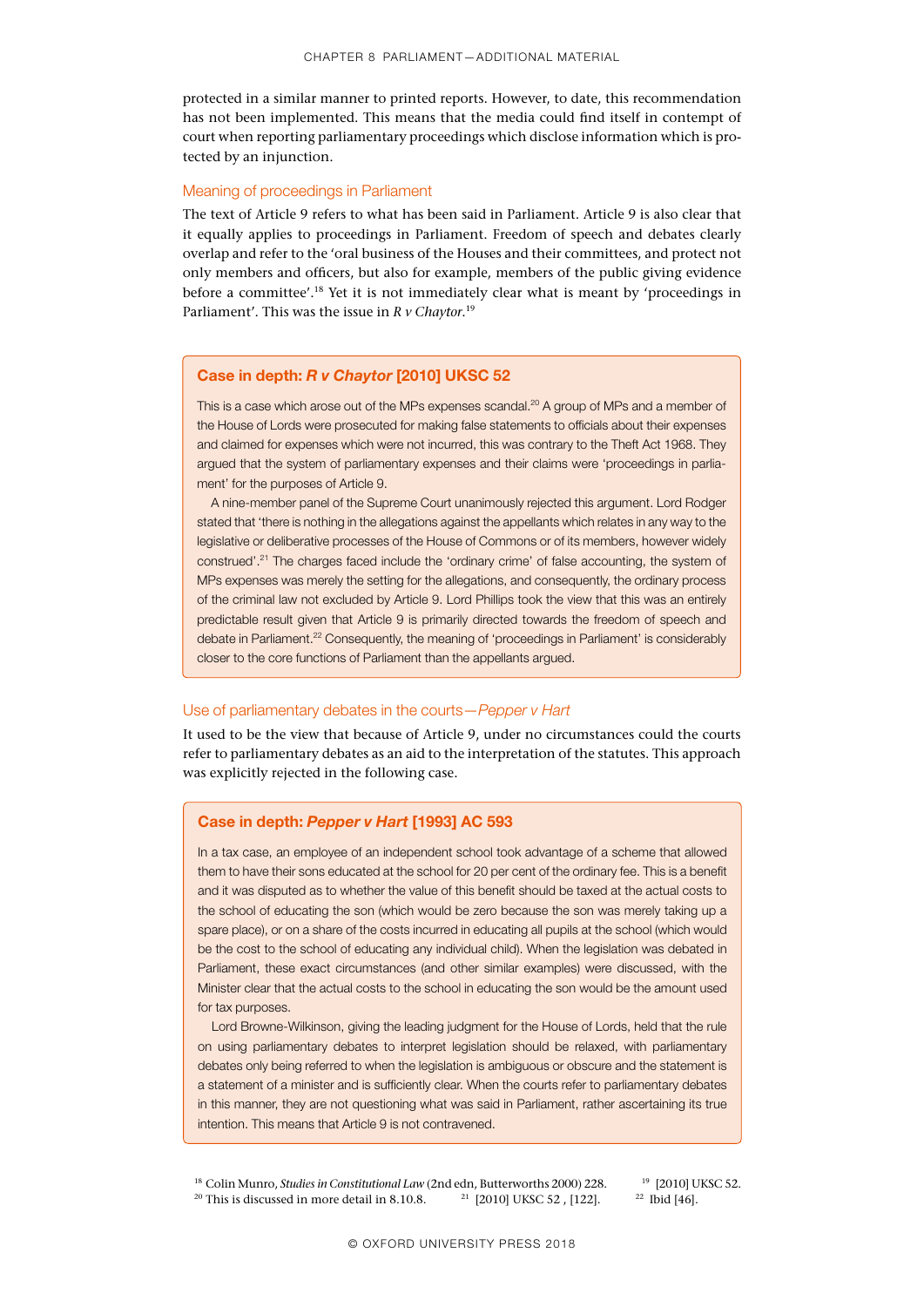protected in a similar manner to printed reports. However, to date, this recommendation has not been implemented. This means that the media could find itself in contempt of court when reporting parliamentary proceedings which disclose information which is protected by an injunction.

### Meaning of proceedings in Parliament

The text of Article 9 refers to what has been said in Parliament. Article 9 is also clear that it equally applies to proceedings in Parliament. Freedom of speech and debates clearly overlap and refer to the 'oral business of the Houses and their committees, and protect not only members and officers, but also for example, members of the public giving evidence before a committee'.[18] Yet it is not immediately clear what is meant by 'proceedings in Parliament'. This was the issue in *R v Chaytor*.[19]

> **Case in depth: *R v Chaytor* [2010] UKSC 52**
>
> This is a case which arose out of the MPs expenses scandal.[20] A group of MPs and a member of the House of Lords were prosecuted for making false statements to officials about their expenses and claimed for expenses which were not incurred, this was contrary to the Theft Act 1968. They argued that the system of parliamentary expenses and their claims were 'proceedings in parliament' for the purposes of Article 9.
>
> A nine-member panel of the Supreme Court unanimously rejected this argument. Lord Rodger stated that 'there is nothing in the allegations against the appellants which relates in any way to the legislative or deliberative processes of the House of Commons or of its members, however widely construed'.[21] The charges faced include the 'ordinary crime' of false accounting, the system of MPs expenses was merely the setting for the allegations, and consequently, the ordinary process of the criminal law not excluded by Article 9. Lord Phillips took the view that this was an entirely predictable result given that Article 9 is primarily directed towards the freedom of speech and debate in Parliament.[22] Consequently, the meaning of 'proceedings in Parliament' is considerably closer to the core functions of Parliament than the appellants argued.

### Use of parliamentary debates in the courts—*Pepper v Hart*

It used to be the view that because of Article 9, under no circumstances could the courts refer to parliamentary debates as an aid to the interpretation of the statutes. This approach was explicitly rejected in the following case.

> **Case in depth: *Pepper v Hart* [1993] AC 593**
>
> In a tax case, an employee of an independent school took advantage of a scheme that allowed them to have their sons educated at the school for 20 per cent of the ordinary fee. This is a benefit and it was disputed as to whether the value of this benefit should be taxed at the actual costs to the school of educating the son (which would be zero because the son was merely taking up a spare place), or on a share of the costs incurred in educating all pupils at the school (which would be the cost to the school of educating any individual child). When the legislation was debated in Parliament, these exact circumstances (and other similar examples) were discussed, with the Minister clear that the actual costs to the school in educating the son would be the amount used for tax purposes.
>
> Lord Browne-Wilkinson, giving the leading judgment for the House of Lords, held that the rule on using parliamentary debates to interpret legislation should be relaxed, with parliamentary debates only being referred to when the legislation is ambiguous or obscure and the statement is a statement of a minister and is sufficiently clear. When the courts refer to parliamentary debates in this manner, they are not questioning what was said in Parliament, rather ascertaining its true intention. This means that Article 9 is not contravened.

[18] Colin Munro, *Studies in Constitutional Law* (2nd edn, Butterworths 2000) 228.
[19] [2010] UKSC 52.
[20] This is discussed in more detail in 8.10.8.
[21] [2010] UKSC 52 , [122].
[22] Ibid [46].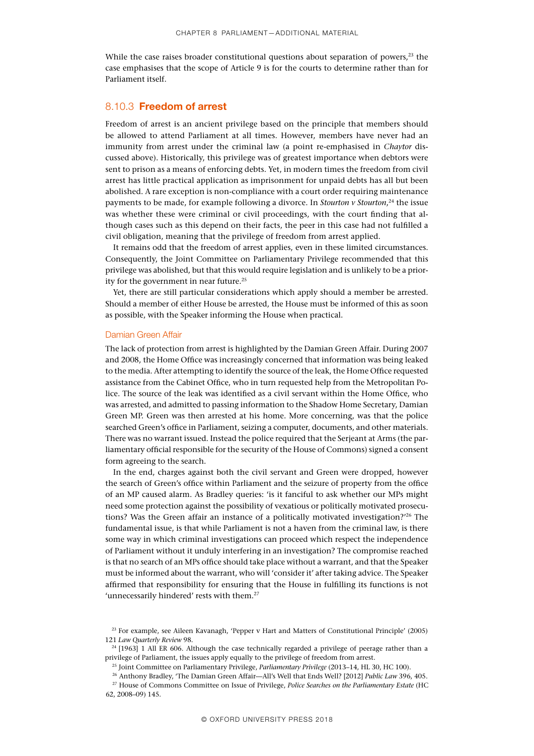While the case raises broader constitutional questions about separation of powers,[23] the case emphasises that the scope of Article 9 is for the courts to determine rather than for Parliament itself.

### 8.10.3 **Freedom of arrest**

Freedom of arrest is an ancient privilege based on the principle that members should be allowed to attend Parliament at all times. However, members have never had an immunity from arrest under the criminal law (a point re-emphasised in *Chaytor* discussed above). Historically, this privilege was of greatest importance when debtors were sent to prison as a means of enforcing debts. Yet, in modern times the freedom from civil arrest has little practical application as imprisonment for unpaid debts has all but been abolished. A rare exception is non-compliance with a court order requiring maintenance payments to be made, for example following a divorce. In *Stourton v Stourton*,[24] the issue was whether these were criminal or civil proceedings, with the court finding that although cases such as this depend on their facts, the peer in this case had not fulfilled a civil obligation, meaning that the privilege of freedom from arrest applied.

It remains odd that the freedom of arrest applies, even in these limited circumstances. Consequently, the Joint Committee on Parliamentary Privilege recommended that this privilege was abolished, but that this would require legislation and is unlikely to be a priority for the government in near future.[25]

Yet, there are still particular considerations which apply should a member be arrested. Should a member of either House be arrested, the House must be informed of this as soon as possible, with the Speaker informing the House when practical.

#### Damian Green Affair

The lack of protection from arrest is highlighted by the Damian Green Affair. During 2007 and 2008, the Home Office was increasingly concerned that information was being leaked to the media. After attempting to identify the source of the leak, the Home Office requested assistance from the Cabinet Office, who in turn requested help from the Metropolitan Police. The source of the leak was identified as a civil servant within the Home Office, who was arrested, and admitted to passing information to the Shadow Home Secretary, Damian Green MP. Green was then arrested at his home. More concerning, was that the police searched Green's office in Parliament, seizing a computer, documents, and other materials. There was no warrant issued. Instead the police required that the Serjeant at Arms (the parliamentary official responsible for the security of the House of Commons) signed a consent form agreeing to the search.

In the end, charges against both the civil servant and Green were dropped, however the search of Green's office within Parliament and the seizure of property from the office of an MP caused alarm. As Bradley queries: 'is it fanciful to ask whether our MPs might need some protection against the possibility of vexatious or politically motivated prosecutions? Was the Green affair an instance of a politically motivated investigation?'[26] The fundamental issue, is that while Parliament is not a haven from the criminal law, is there some way in which criminal investigations can proceed which respect the independence of Parliament without it unduly interfering in an investigation? The compromise reached is that no search of an MPs office should take place without a warrant, and that the Speaker must be informed about the warrant, who will 'consider it' after taking advice. The Speaker affirmed that responsibility for ensuring that the House in fulfilling its functions is not 'unnecessarily hindered' rests with them.[27]

---

[23] For example, see Aileen Kavanagh, 'Pepper v Hart and Matters of Constitutional Principle' (2005) 121 *Law Quarterly Review* 98.

[24] [1963] 1 All ER 606. Although the case technically regarded a privilege of peerage rather than a privilege of Parliament, the issues apply equally to the privilege of freedom from arrest.

[25] Joint Committee on Parliamentary Privilege, *Parliamentary Privilege* (2013–14, HL 30, HC 100).

[26] Anthony Bradley, 'The Damian Green Affair—All's Well that Ends Well? [2012] *Public Law* 396, 405.

[27] House of Commons Committee on Issue of Privilege, *Police Searches on the Parliamentary Estate* (HC 62, 2008–09) 145.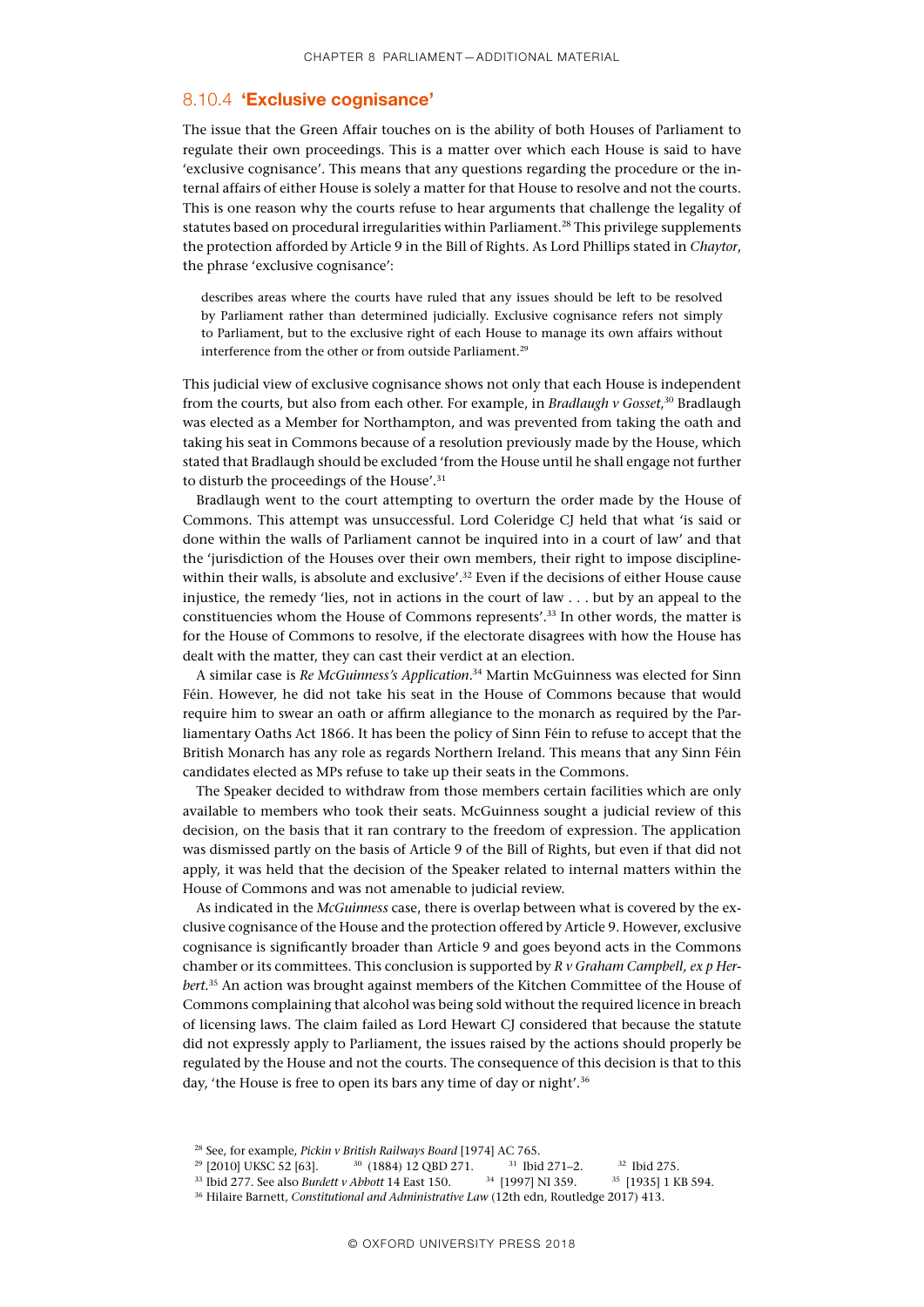### 8.10.4 'Exclusive cognisance'

The issue that the Green Affair touches on is the ability of both Houses of Parliament to regulate their own proceedings. This is a matter over which each House is said to have 'exclusive cognisance'. This means that any questions regarding the procedure or the internal affairs of either House is solely a matter for that House to resolve and not the courts. This is one reason why the courts refuse to hear arguments that challenge the legality of statutes based on procedural irregularities within Parliament.[28] This privilege supplements the protection afforded by Article 9 in the Bill of Rights. As Lord Phillips stated in *Chaytor*, the phrase 'exclusive cognisance':

> describes areas where the courts have ruled that any issues should be left to be resolved by Parliament rather than determined judicially. Exclusive cognisance refers not simply to Parliament, but to the exclusive right of each House to manage its own affairs without interference from the other or from outside Parliament.[29]

This judicial view of exclusive cognisance shows not only that each House is independent from the courts, but also from each other. For example, in *Bradlaugh v Gosset*,[30] Bradlaugh was elected as a Member for Northampton, and was prevented from taking the oath and taking his seat in Commons because of a resolution previously made by the House, which stated that Bradlaugh should be excluded 'from the House until he shall engage not further to disturb the proceedings of the House'.[31]

Bradlaugh went to the court attempting to overturn the order made by the House of Commons. This attempt was unsuccessful. Lord Coleridge CJ held that what 'is said or done within the walls of Parliament cannot be inquired into in a court of law' and that the 'jurisdiction of the Houses over their own members, their right to impose discipline within their walls, is absolute and exclusive'.[32] Even if the decisions of either House cause injustice, the remedy 'lies, not in actions in the court of law . . . but by an appeal to the constituencies whom the House of Commons represents'.[33] In other words, the matter is for the House of Commons to resolve, if the electorate disagrees with how the House has dealt with the matter, they can cast their verdict at an election.

A similar case is *Re McGuinness's Application*.[34] Martin McGuinness was elected for Sinn Féin. However, he did not take his seat in the House of Commons because that would require him to swear an oath or affirm allegiance to the monarch as required by the Parliamentary Oaths Act 1866. It has been the policy of Sinn Féin to refuse to accept that the British Monarch has any role as regards Northern Ireland. This means that any Sinn Féin candidates elected as MPs refuse to take up their seats in the Commons.

The Speaker decided to withdraw from those members certain facilities which are only available to members who took their seats. McGuinness sought a judicial review of this decision, on the basis that it ran contrary to the freedom of expression. The application was dismissed partly on the basis of Article 9 of the Bill of Rights, but even if that did not apply, it was held that the decision of the Speaker related to internal matters within the House of Commons and was not amenable to judicial review.

As indicated in the *McGuinness* case, there is overlap between what is covered by the exclusive cognisance of the House and the protection offered by Article 9. However, exclusive cognisance is significantly broader than Article 9 and goes beyond acts in the Commons chamber or its committees. This conclusion is supported by *R v Graham Campbell, ex p Herbert*.[35] An action was brought against members of the Kitchen Committee of the House of Commons complaining that alcohol was being sold without the required licence in breach of licensing laws. The claim failed as Lord Hewart CJ considered that because the statute did not expressly apply to Parliament, the issues raised by the actions should properly be regulated by the House and not the courts. The consequence of this decision is that to this day, 'the House is free to open its bars any time of day or night'.[36]

---

[28] See, for example, *Pickin v British Railways Board* [1974] AC 765.

[29] [2010] UKSC 52 [63].

[30] (1884) 12 QBD 271.

[31] Ibid 271–2.

[32] Ibid 275.

[33] Ibid 277. See also *Burdett v Abbott* 14 East 150.

[34] [1997] NI 359.

[35] [1935] 1 KB 594.

[36] Hilaire Barnett, *Constitutional and Administrative Law* (12th edn, Routledge 2017) 413.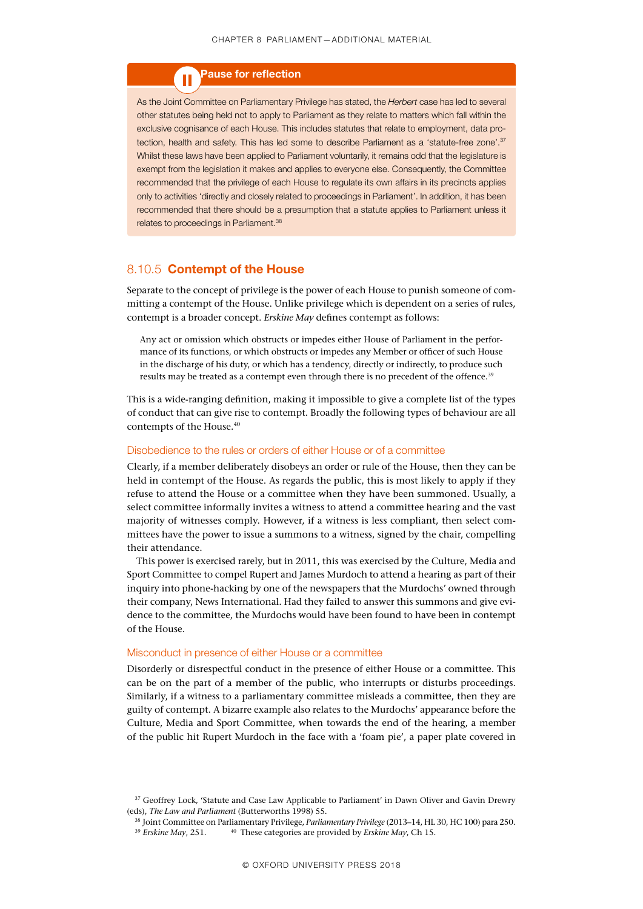**Pause for reflection**

As the Joint Committee on Parliamentary Privilege has stated, the *Herbert* case has led to several other statutes being held not to apply to Parliament as they relate to matters which fall within the exclusive cognisance of each House. This includes statutes that relate to employment, data protection, health and safety. This has led some to describe Parliament as a 'statute-free zone'.[37] Whilst these laws have been applied to Parliament voluntarily, it remains odd that the legislature is exempt from the legislation it makes and applies to everyone else. Consequently, the Committee recommended that the privilege of each House to regulate its own affairs in its precincts applies only to activities 'directly and closely related to proceedings in Parliament'. In addition, it has been recommended that there should be a presumption that a statute applies to Parliament unless it relates to proceedings in Parliament.[38]

## 8.10.5 Contempt of the House

Separate to the concept of privilege is the power of each House to punish someone of committing a contempt of the House. Unlike privilege which is dependent on a series of rules, contempt is a broader concept. *Erskine May* defines contempt as follows:

> Any act or omission which obstructs or impedes either House of Parliament in the performance of its functions, or which obstructs or impedes any Member or officer of such House in the discharge of his duty, or which has a tendency, directly or indirectly, to produce such results may be treated as a contempt even through there is no precedent of the offence.[39]

This is a wide-ranging definition, making it impossible to give a complete list of the types of conduct that can give rise to contempt. Broadly the following types of behaviour are all contempts of the House.[40]

### Disobedience to the rules or orders of either House or of a committee

Clearly, if a member deliberately disobeys an order or rule of the House, then they can be held in contempt of the House. As regards the public, this is most likely to apply if they refuse to attend the House or a committee when they have been summoned. Usually, a select committee informally invites a witness to attend a committee hearing and the vast majority of witnesses comply. However, if a witness is less compliant, then select committees have the power to issue a summons to a witness, signed by the chair, compelling their attendance.

This power is exercised rarely, but in 2011, this was exercised by the Culture, Media and Sport Committee to compel Rupert and James Murdoch to attend a hearing as part of their inquiry into phone-hacking by one of the newspapers that the Murdochs' owned through their company, News International. Had they failed to answer this summons and give evidence to the committee, the Murdochs would have been found to have been in contempt of the House.

### Misconduct in presence of either House or a committee

Disorderly or disrespectful conduct in the presence of either House or a committee. This can be on the part of a member of the public, who interrupts or disturbs proceedings. Similarly, if a witness to a parliamentary committee misleads a committee, then they are guilty of contempt. A bizarre example also relates to the Murdochs' appearance before the Culture, Media and Sport Committee, when towards the end of the hearing, a member of the public hit Rupert Murdoch in the face with a 'foam pie', a paper plate covered in

[37] Geoffrey Lock, 'Statute and Case Law Applicable to Parliament' in Dawn Oliver and Gavin Drewry (eds), *The Law and Parliament* (Butterworths 1998) 55.

[38] Joint Committee on Parliamentary Privilege, *Parliamentary Privilege* (2013–14, HL 30, HC 100) para 250.

[39] *Erskine May*, 251.

[40] These categories are provided by *Erskine May*, Ch 15.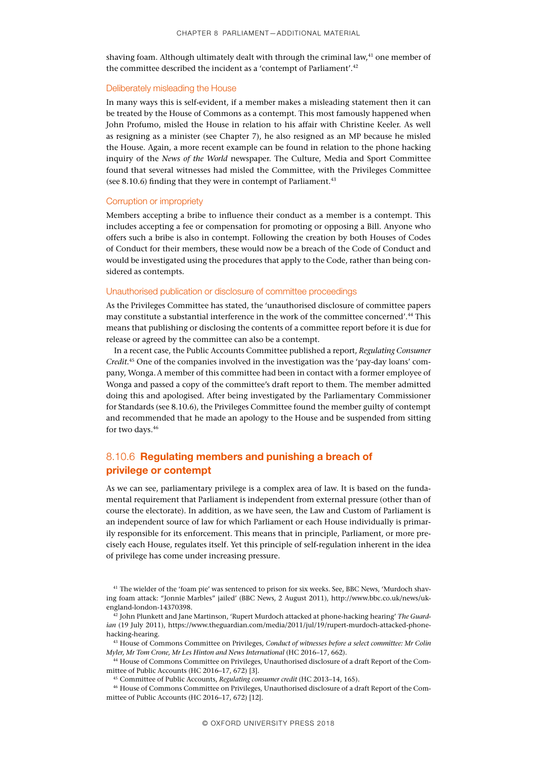shaving foam. Although ultimately dealt with through the criminal law,[41] one member of the committee described the incident as a 'contempt of Parliament'.[42]

### Deliberately misleading the House

In many ways this is self-evident, if a member makes a misleading statement then it can be treated by the House of Commons as a contempt. This most famously happened when John Profumo, misled the House in relation to his affair with Christine Keeler. As well as resigning as a minister (see Chapter 7), he also resigned as an MP because he misled the House. Again, a more recent example can be found in relation to the phone hacking inquiry of the *News of the World* newspaper. The Culture, Media and Sport Committee found that several witnesses had misled the Committee, with the Privileges Committee (see 8.10.6) finding that they were in contempt of Parliament.[43]

### Corruption or impropriety

Members accepting a bribe to influence their conduct as a member is a contempt. This includes accepting a fee or compensation for promoting or opposing a Bill. Anyone who offers such a bribe is also in contempt. Following the creation by both Houses of Codes of Conduct for their members, these would now be a breach of the Code of Conduct and would be investigated using the procedures that apply to the Code, rather than being considered as contempts.

### Unauthorised publication or disclosure of committee proceedings

As the Privileges Committee has stated, the 'unauthorised disclosure of committee papers may constitute a substantial interference in the work of the committee concerned'.[44] This means that publishing or disclosing the contents of a committee report before it is due for release or agreed by the committee can also be a contempt.

In a recent case, the Public Accounts Committee published a report, *Regulating Consumer Credit*.[45] One of the companies involved in the investigation was the 'pay-day loans' company, Wonga. A member of this committee had been in contact with a former employee of Wonga and passed a copy of the committee's draft report to them. The member admitted doing this and apologised. After being investigated by the Parliamentary Commissioner for Standards (see 8.10.6), the Privileges Committee found the member guilty of contempt and recommended that he made an apology to the House and be suspended from sitting for two days.[46]

## 8.10.6 Regulating members and punishing a breach of privilege or contempt

As we can see, parliamentary privilege is a complex area of law. It is based on the fundamental requirement that Parliament is independent from external pressure (other than of course the electorate). In addition, as we have seen, the Law and Custom of Parliament is an independent source of law for which Parliament or each House individually is primarily responsible for its enforcement. This means that in principle, Parliament, or more precisely each House, regulates itself. Yet this principle of self-regulation inherent in the idea of privilege has come under increasing pressure.

---

[41] The wielder of the 'foam pie' was sentenced to prison for six weeks. See, BBC News, 'Murdoch shaving foam attack: "Jonnie Marbles" jailed' (BBC News, 2 August 2011), http://www.bbc.co.uk/news/uk-england-london-14370398.

[42] John Plunkett and Jane Martinson, 'Rupert Murdoch attacked at phone-hacking hearing' *The Guardian* (19 July 2011), https://www.theguardian.com/media/2011/jul/19/rupert-murdoch-attacked-phone-hacking-hearing.

[43] House of Commons Committee on Privileges, *Conduct of witnesses before a select committee: Mr Colin Myler, Mr Tom Crone, Mr Les Hinton and News International* (HC 2016–17, 662).

[44] House of Commons Committee on Privileges, Unauthorised disclosure of a draft Report of the Committee of Public Accounts (HC 2016–17, 672) [3].

[45] Committee of Public Accounts, *Regulating consumer credit* (HC 2013–14, 165).

[46] House of Commons Committee on Privileges, Unauthorised disclosure of a draft Report of the Committee of Public Accounts (HC 2016–17, 672) [12].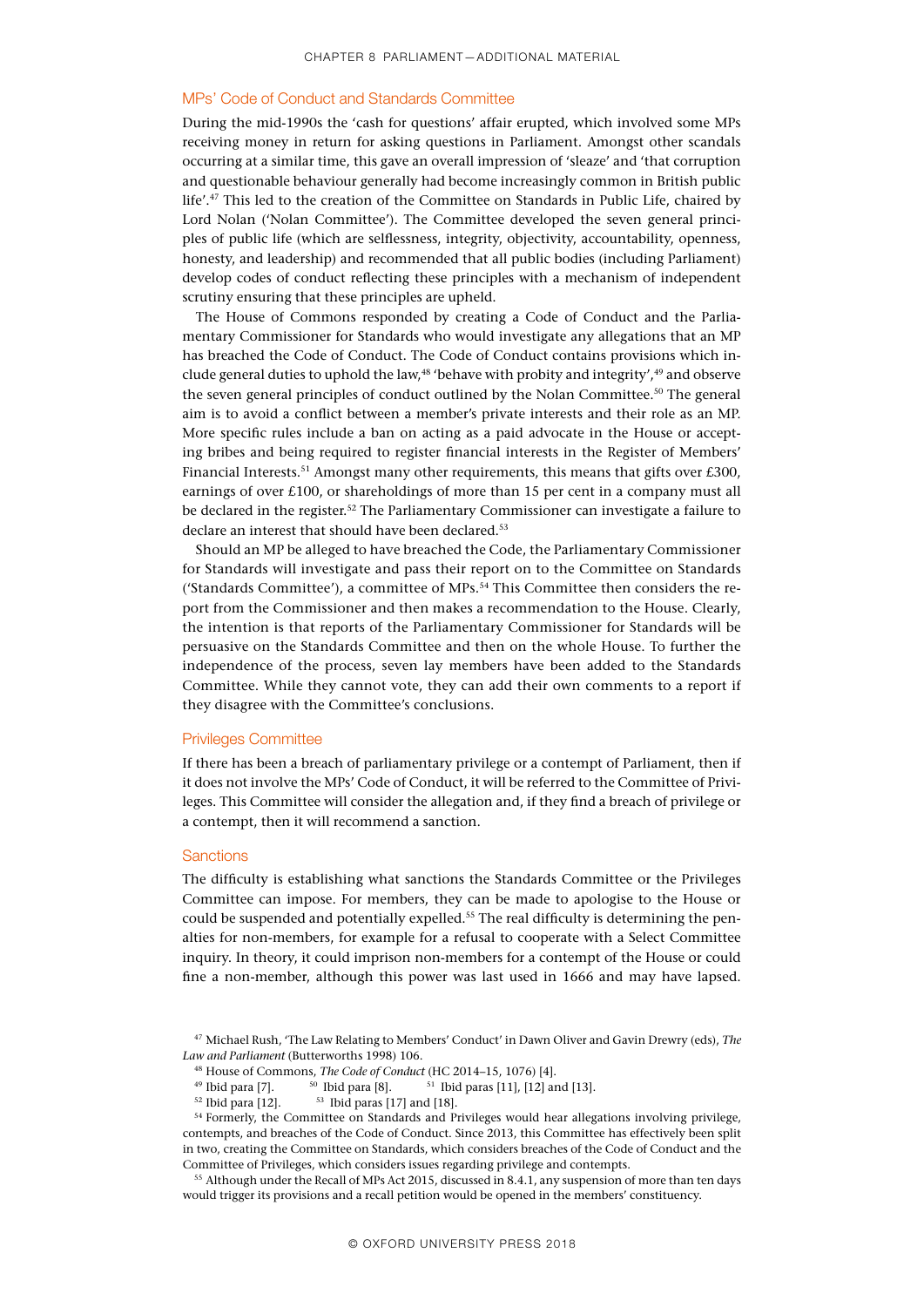## MPs' Code of Conduct and Standards Committee

During the mid-1990s the 'cash for questions' affair erupted, which involved some MPs receiving money in return for asking questions in Parliament. Amongst other scandals occurring at a similar time, this gave an overall impression of 'sleaze' and 'that corruption and questionable behaviour generally had become increasingly common in British public life'.[47] This led to the creation of the Committee on Standards in Public Life, chaired by Lord Nolan ('Nolan Committee'). The Committee developed the seven general principles of public life (which are selflessness, integrity, objectivity, accountability, openness, honesty, and leadership) and recommended that all public bodies (including Parliament) develop codes of conduct reflecting these principles with a mechanism of independent scrutiny ensuring that these principles are upheld.

The House of Commons responded by creating a Code of Conduct and the Parliamentary Commissioner for Standards who would investigate any allegations that an MP has breached the Code of Conduct. The Code of Conduct contains provisions which include general duties to uphold the law,[48] 'behave with probity and integrity',[49] and observe the seven general principles of conduct outlined by the Nolan Committee.[50] The general aim is to avoid a conflict between a member's private interests and their role as an MP. More specific rules include a ban on acting as a paid advocate in the House or accepting bribes and being required to register financial interests in the Register of Members' Financial Interests.[51] Amongst many other requirements, this means that gifts over £300, earnings of over £100, or shareholdings of more than 15 per cent in a company must all be declared in the register.[52] The Parliamentary Commissioner can investigate a failure to declare an interest that should have been declared.[53]

Should an MP be alleged to have breached the Code, the Parliamentary Commissioner for Standards will investigate and pass their report on to the Committee on Standards ('Standards Committee'), a committee of MPs.[54] This Committee then considers the report from the Commissioner and then makes a recommendation to the House. Clearly, the intention is that reports of the Parliamentary Commissioner for Standards will be persuasive on the Standards Committee and then on the whole House. To further the independence of the process, seven lay members have been added to the Standards Committee. While they cannot vote, they can add their own comments to a report if they disagree with the Committee's conclusions.

## Privileges Committee

If there has been a breach of parliamentary privilege or a contempt of Parliament, then if it does not involve the MPs' Code of Conduct, it will be referred to the Committee of Privileges. This Committee will consider the allegation and, if they find a breach of privilege or a contempt, then it will recommend a sanction.

## Sanctions

The difficulty is establishing what sanctions the Standards Committee or the Privileges Committee can impose. For members, they can be made to apologise to the House or could be suspended and potentially expelled.[55] The real difficulty is determining the penalties for non-members, for example for a refusal to cooperate with a Select Committee inquiry. In theory, it could imprison non-members for a contempt of the House or could fine a non-member, although this power was last used in 1666 and may have lapsed.

---

[47] Michael Rush, 'The Law Relating to Members' Conduct' in Dawn Oliver and Gavin Drewry (eds), *The Law and Parliament* (Butterworths 1998) 106.

[48] House of Commons, *The Code of Conduct* (HC 2014–15, 1076) [4].

[49] Ibid para [7].

[50] Ibid para [8].

[51] Ibid paras [11], [12] and [13].

[52] Ibid para [12].

[53] Ibid paras [17] and [18].

[54] Formerly, the Committee on Standards and Privileges would hear allegations involving privilege, contempts, and breaches of the Code of Conduct. Since 2013, this Committee has effectively been split in two, creating the Committee on Standards, which considers breaches of the Code of Conduct and the Committee of Privileges, which considers issues regarding privilege and contempts.

[55] Although under the Recall of MPs Act 2015, discussed in 8.4.1, any suspension of more than ten days would trigger its provisions and a recall petition would be opened in the members' constituency.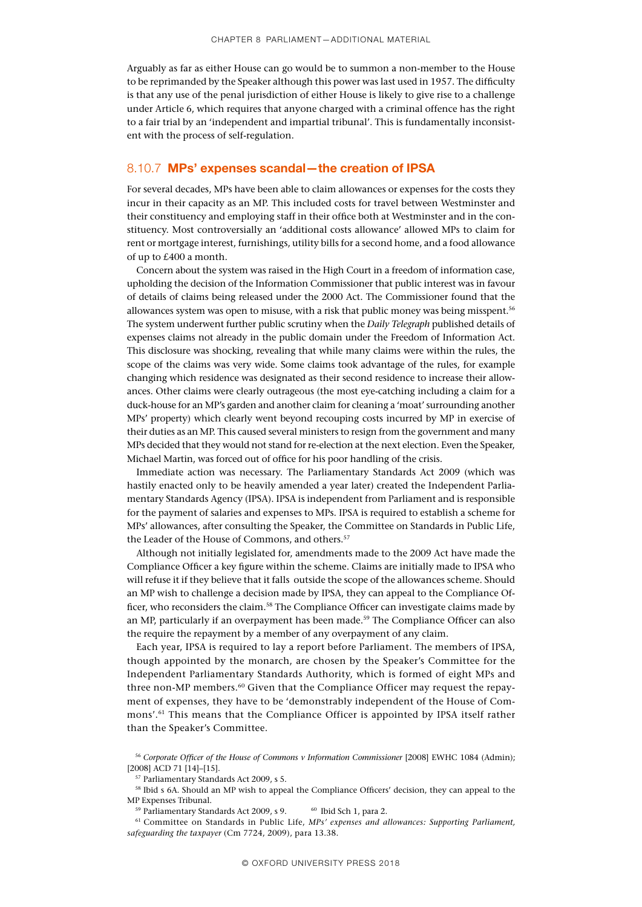Arguably as far as either House can go would be to summon a non-member to the House to be reprimanded by the Speaker although this power was last used in 1957. The difficulty is that any use of the penal jurisdiction of either House is likely to give rise to a challenge under Article 6, which requires that anyone charged with a criminal offence has the right to a fair trial by an 'independent and impartial tribunal'. This is fundamentally inconsistent with the process of self-regulation.

### 8.10.7 MPs' expenses scandal—the creation of IPSA

For several decades, MPs have been able to claim allowances or expenses for the costs they incur in their capacity as an MP. This included costs for travel between Westminster and their constituency and employing staff in their office both at Westminster and in the constituency. Most controversially an 'additional costs allowance' allowed MPs to claim for rent or mortgage interest, furnishings, utility bills for a second home, and a food allowance of up to £400 a month.

Concern about the system was raised in the High Court in a freedom of information case, upholding the decision of the Information Commissioner that public interest was in favour of details of claims being released under the 2000 Act. The Commissioner found that the allowances system was open to misuse, with a risk that public money was being misspent.[56] The system underwent further public scrutiny when the *Daily Telegraph* published details of expenses claims not already in the public domain under the Freedom of Information Act. This disclosure was shocking, revealing that while many claims were within the rules, the scope of the claims was very wide. Some claims took advantage of the rules, for example changing which residence was designated as their second residence to increase their allowances. Other claims were clearly outrageous (the most eye-catching including a claim for a duck-house for an MP's garden and another claim for cleaning a 'moat' surrounding another MPs' property) which clearly went beyond recouping costs incurred by MP in exercise of their duties as an MP. This caused several ministers to resign from the government and many MPs decided that they would not stand for re-election at the next election. Even the Speaker, Michael Martin, was forced out of office for his poor handling of the crisis.

Immediate action was necessary. The Parliamentary Standards Act 2009 (which was hastily enacted only to be heavily amended a year later) created the Independent Parliamentary Standards Agency (IPSA). IPSA is independent from Parliament and is responsible for the payment of salaries and expenses to MPs. IPSA is required to establish a scheme for MPs' allowances, after consulting the Speaker, the Committee on Standards in Public Life, the Leader of the House of Commons, and others.[57]

Although not initially legislated for, amendments made to the 2009 Act have made the Compliance Officer a key figure within the scheme. Claims are initially made to IPSA who will refuse it if they believe that it falls outside the scope of the allowances scheme. Should an MP wish to challenge a decision made by IPSA, they can appeal to the Compliance Officer, who reconsiders the claim.[58] The Compliance Officer can investigate claims made by an MP, particularly if an overpayment has been made.[59] The Compliance Officer can also the require the repayment by a member of any overpayment of any claim.

Each year, IPSA is required to lay a report before Parliament. The members of IPSA, though appointed by the monarch, are chosen by the Speaker's Committee for the Independent Parliamentary Standards Authority, which is formed of eight MPs and three non-MP members.[60] Given that the Compliance Officer may request the repayment of expenses, they have to be 'demonstrably independent of the House of Commons'.[61] This means that the Compliance Officer is appointed by IPSA itself rather than the Speaker's Committee.

---

[56] *Corporate Officer of the House of Commons v Information Commissioner* [2008] EWHC 1084 (Admin); [2008] ACD 71 [14]–[15].

[57] Parliamentary Standards Act 2009, s 5.

[58] Ibid s 6A. Should an MP wish to appeal the Compliance Officers' decision, they can appeal to the MP Expenses Tribunal.

[59] Parliamentary Standards Act 2009, s 9.

[60] Ibid Sch 1, para 2.

[61] Committee on Standards in Public Life, *MPs' expenses and allowances: Supporting Parliament, safeguarding the taxpayer* (Cm 7724, 2009), para 13.38.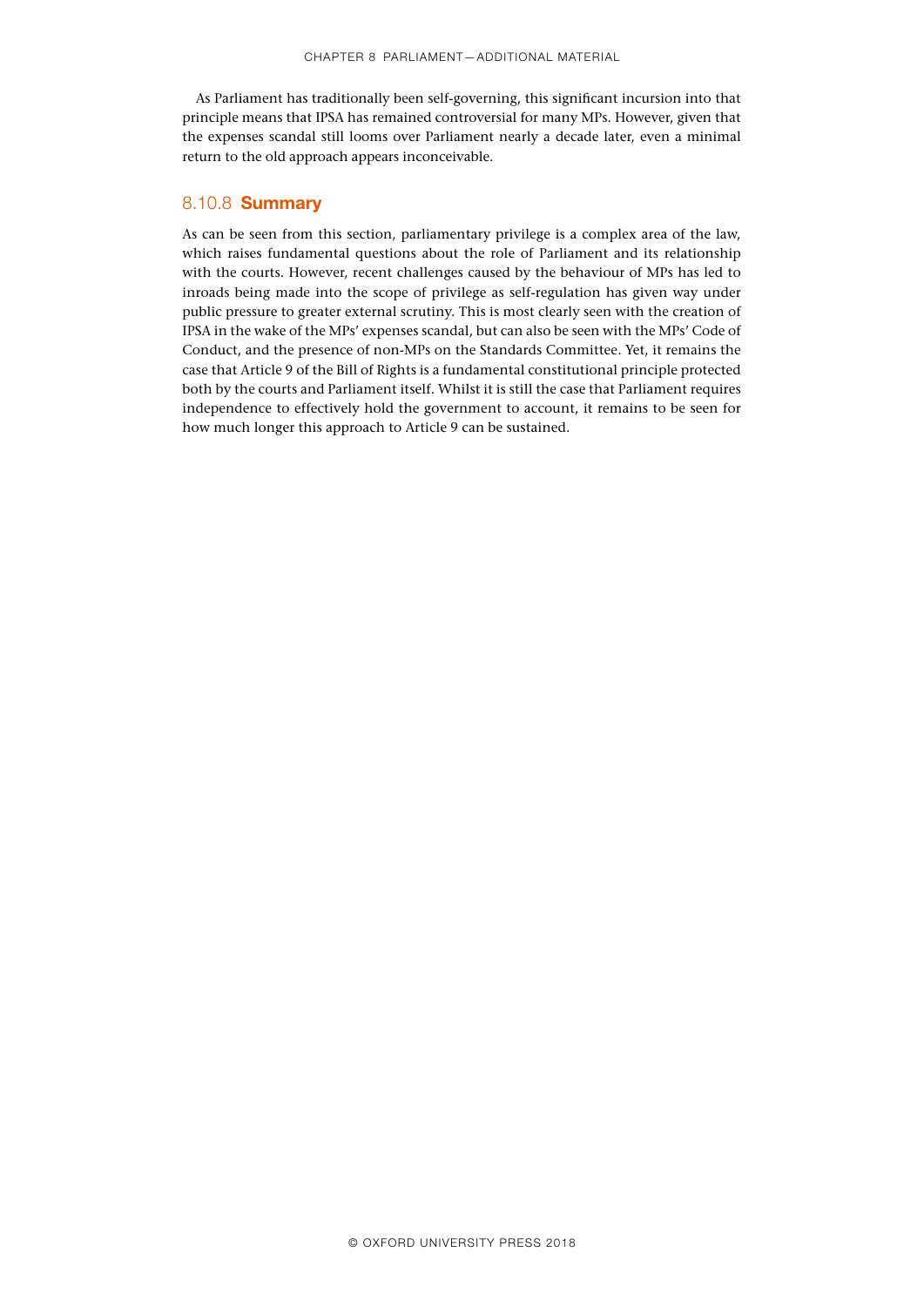As Parliament has traditionally been self-governing, this significant incursion into that principle means that IPSA has remained controversial for many MPs. However, given that the expenses scandal still looms over Parliament nearly a decade later, even a minimal return to the old approach appears inconceivable.

### 8.10.8 **Summary**

As can be seen from this section, parliamentary privilege is a complex area of the law, which raises fundamental questions about the role of Parliament and its relationship with the courts. However, recent challenges caused by the behaviour of MPs has led to inroads being made into the scope of privilege as self-regulation has given way under public pressure to greater external scrutiny. This is most clearly seen with the creation of IPSA in the wake of the MPs' expenses scandal, but can also be seen with the MPs' Code of Conduct, and the presence of non-MPs on the Standards Committee. Yet, it remains the case that Article 9 of the Bill of Rights is a fundamental constitutional principle protected both by the courts and Parliament itself. Whilst it is still the case that Parliament requires independence to effectively hold the government to account, it remains to be seen for how much longer this approach to Article 9 can be sustained.